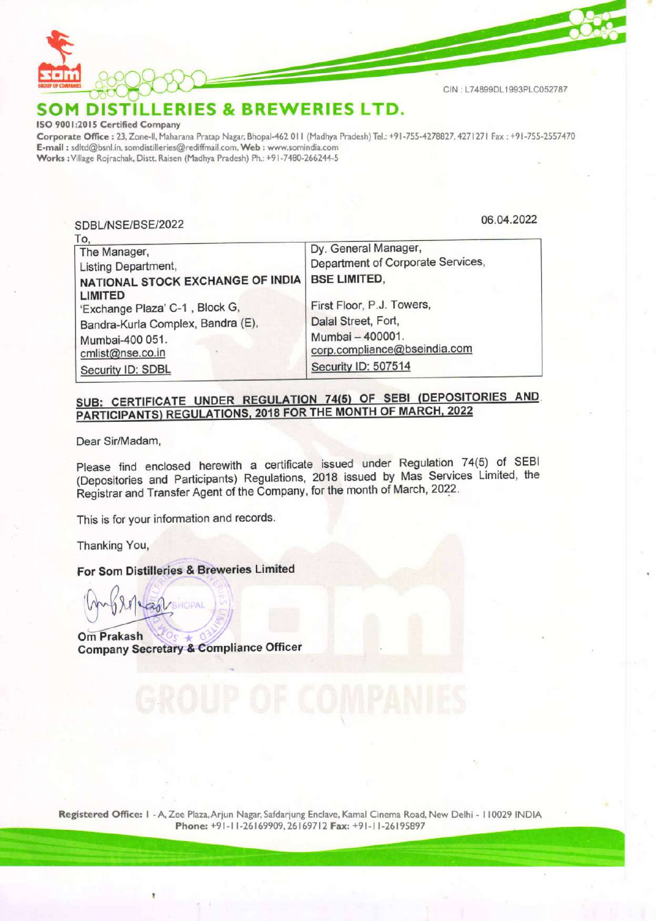CIN : L74899DL1993PLC052787

# SOM DISTILLERIES & BREWERIES LTD.

**ISO 9001:2015 Certified Company**

**Corporate Office :** 23, Zone-II, Maharana Pratap Nagar, Bhopal-462 011 (Madhya Pradesh) Tel.: +91-755-4278827, 4271271 Fax : +91-755-2557470
**E-mail :** sdltd@bsnl.in, somdistilleries@rediffmail.com, **Web :** www.somindia.com
**Works :** Village Rojrachak, Distt. Raisen (Madhya Pradesh) Ph.: +91-7480-266244-5

SDBL/NSE/BSE/2022

06.04.2022

To,

| The Manager,<br>Listing Department,<br>**NATIONAL STOCK EXCHANGE OF INDIA LIMITED**<br>'Exchange Plaza' C-1 , Block G,<br>Bandra-Kurla Complex, Bandra (E),<br>Mumbai-400 051.<br>cmlist@nse.co.in<br>Security ID: SDBL | Dy. General Manager,<br>Department of Corporate Services,<br>**BSE LIMITED,**<br>First Floor, P.J. Towers,<br>Dalal Street, Fort,<br>Mumbai – 400001.<br>corp.compliance@bseindia.com<br>Security ID: 507514 |
|---|---|

**SUB: CERTIFICATE UNDER REGULATION 74(5) OF SEBI (DEPOSITORIES AND PARTICIPANTS) REGULATIONS, 2018 FOR THE MONTH OF MARCH, 2022**

Dear Sir/Madam,

Please find enclosed herewith a certificate issued under Regulation 74(5) of SEBI (Depositories and Participants) Regulations, 2018 issued by Mas Services Limited, the Registrar and Transfer Agent of the Company, for the month of March, 2022.

This is for your information and records.

Thanking You,

**For Som Distilleries & Breweries Limited**

**Om Prakash**
**Company Secretary & Compliance Officer**

**Registered Office:** 1 - A, Zee Plaza, Arjun Nagar, Safdarjung Enclave, Kamal Cinema Road, New Delhi - 110029 INDIA
**Phone:** +91-11-26169909, 26169712 **Fax:** +91-11-26195897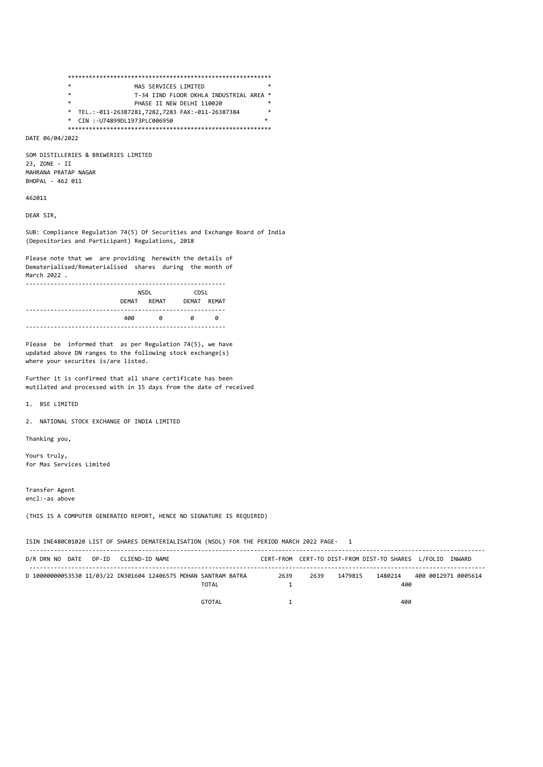MAS SERVICES LIMITED
T-34 IIND FLOOR OKHLA INDUSTRIAL AREA
PHASE II NEW DELHI 110020
TEL.:-011-26387281,7282,7283 FAX:-011-26387384
CIN :-U74899DL1973PLC006950

DATE 06/04/2022

SOM DISTILLERIES & BREWERIES LIMITED
23, ZONE - II
MAHRANA PRATAP NAGAR
BHOPAL - 462 011

462011

DEAR SIR,

SUB: Compliance Regulation 74(5) Of Securities and Exchange Board of India (Depositories and Participant) Regulations, 2018

Please note that we are providing herewith the details of Dematerialised/Rematerialised shares during the month of March 2022 .

| NSDL | | CDSL | |
|---|---|---|---|
| DEMAT | REMAT | DEMAT | REMAT |
| 400 | 0 | 0 | 0 |

Please be informed that as per Regulation 74(5), we have updated above DN ranges to the following stock exchange(s) where your securites is/are listed.

Further it is confirmed that all share certificate has been mutilated and processed with in 15 days from the date of received

1. BSE LIMITED

2. NATIONAL STOCK EXCHANGE OF INDIA LIMITED

Thanking you,

Yours truly,
for Mas Services Limited

Transfer Agent
encl:-as above

(THIS IS A COMPUTER GENERATED REPORT, HENCE NO SIGNATURE IS REQUIRED)

ISIN INE480C01020 LIST OF SHARES DEMATERIALISATION (NSDL) FOR THE PERIOD MARCH 2022 PAGE- 1

| D/R | DRN NO | DATE | DP-ID | CLIEND-ID | NAME | CERT-FROM | CERT-TO | DIST-FROM | DIST-TO | SHARES | L/FOLIO | INWARD |
|---|---|---|---|---|---|---|---|---|---|---|---|---|
| D | 10000000053530 | 11/03/22 | IN301604 | 12406575 | MOHAN SANTRAM BATRA | 2639 | 2639 | 1479815 | 1480214 | 400 | 0012971 | 0005614 |
| | | | | | TOTAL | 1 | | | | 400 | | |
| | | | | | GTOTAL | 1 | | | | 400 | | |